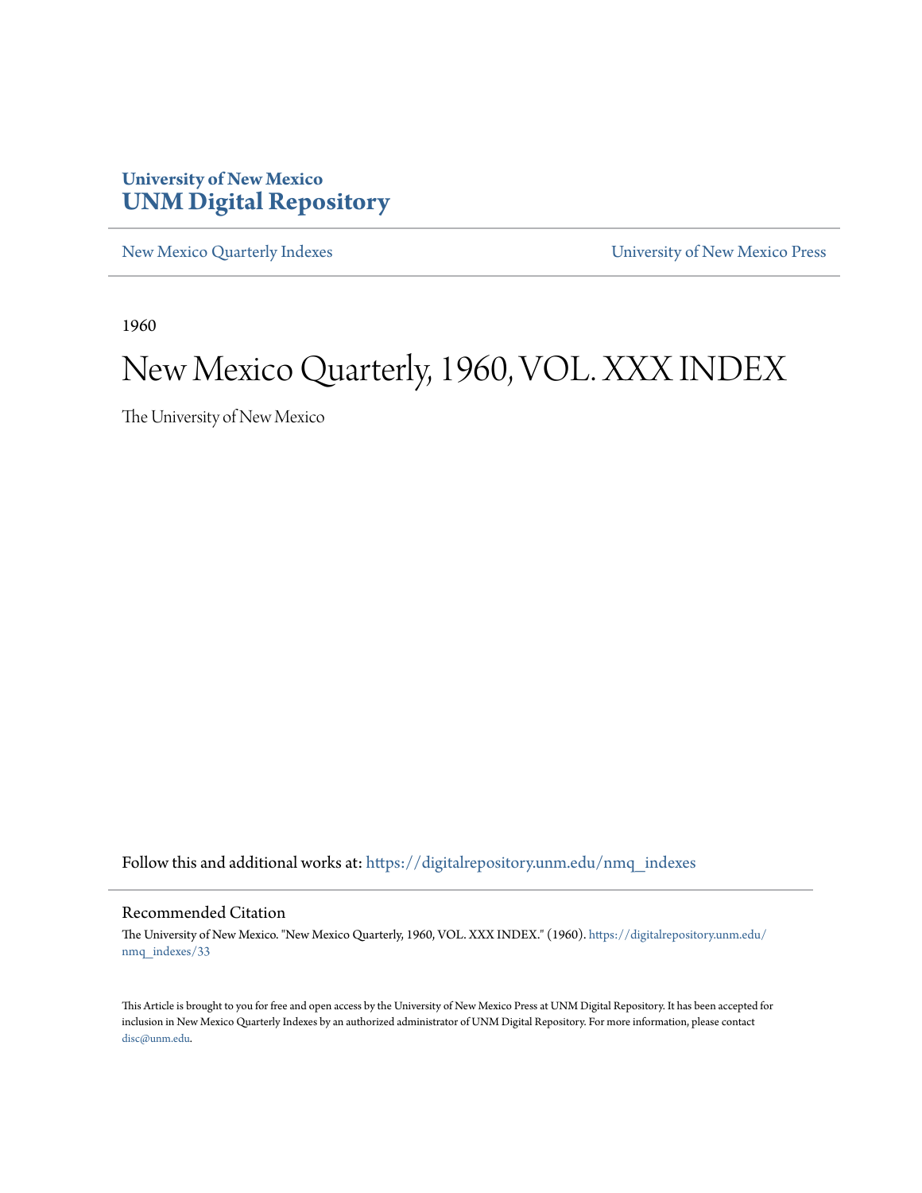University of New Mexico
**UNM Digital Repository**

New Mexico Quarterly Indexes | University of New Mexico Press

1960

# New Mexico Quarterly, 1960, VOL. XXX INDEX

The University of New Mexico

Follow this and additional works at: https://digitalrepository.unm.edu/nmq_indexes

## Recommended Citation

The University of New Mexico. "New Mexico Quarterly, 1960, VOL. XXX INDEX." (1960). https://digitalrepository.unm.edu/nmq_indexes/33

This Article is brought to you for free and open access by the University of New Mexico Press at UNM Digital Repository. It has been accepted for inclusion in New Mexico Quarterly Indexes by an authorized administrator of UNM Digital Repository. For more information, please contact disc@unm.edu.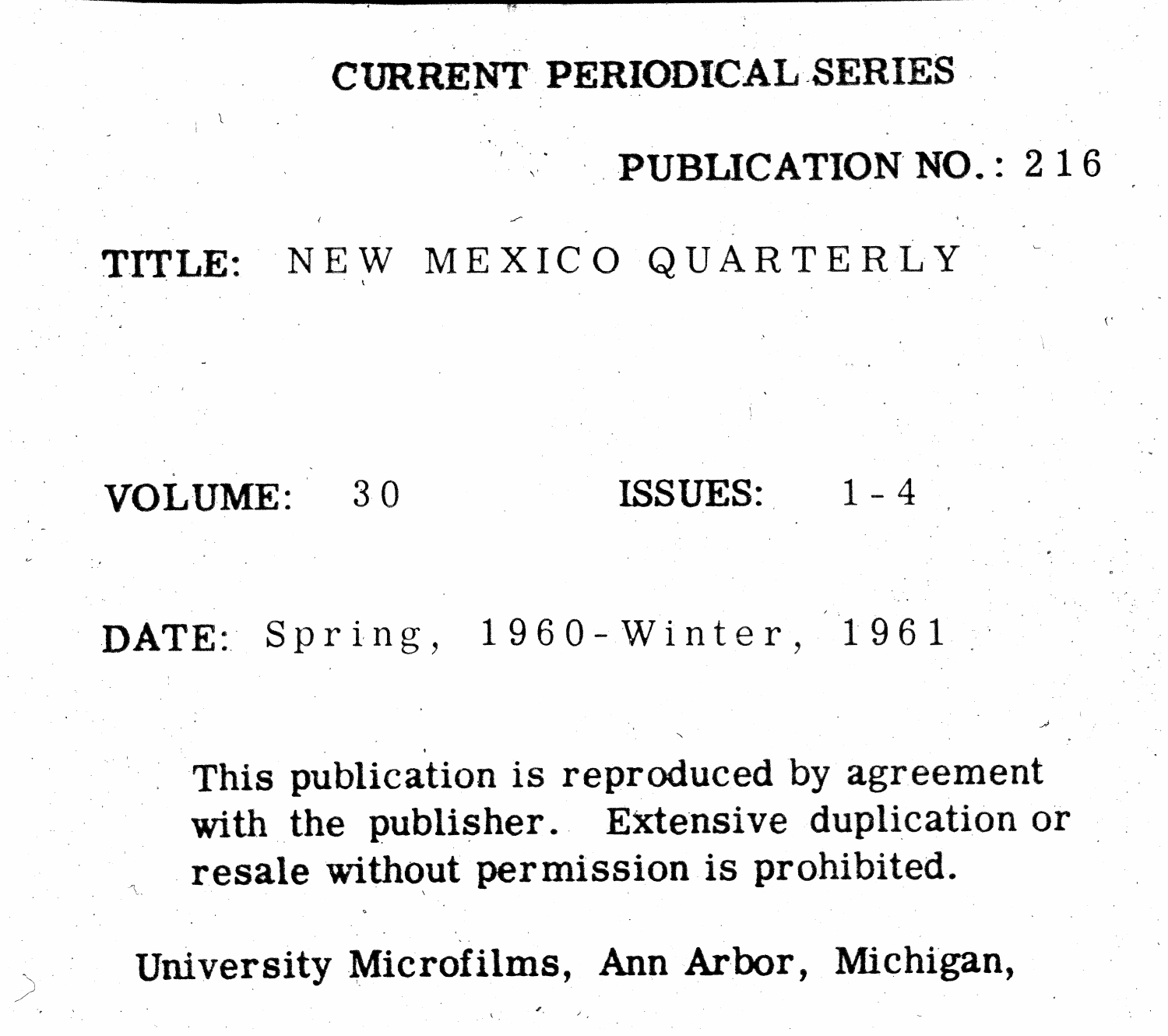# CURRENT PERIODICAL SERIES

**PUBLICATION NO.:** 216

**TITLE:** NEW MEXICO QUARTERLY

**VOLUME:** 30 **ISSUES:** 1-4

**DATE:** Spring, 1960-Winter, 1961

This publication is reproduced by agreement with the publisher. Extensive duplication or resale without permission is prohibited.

University Microfilms, Ann Arbor, Michigan,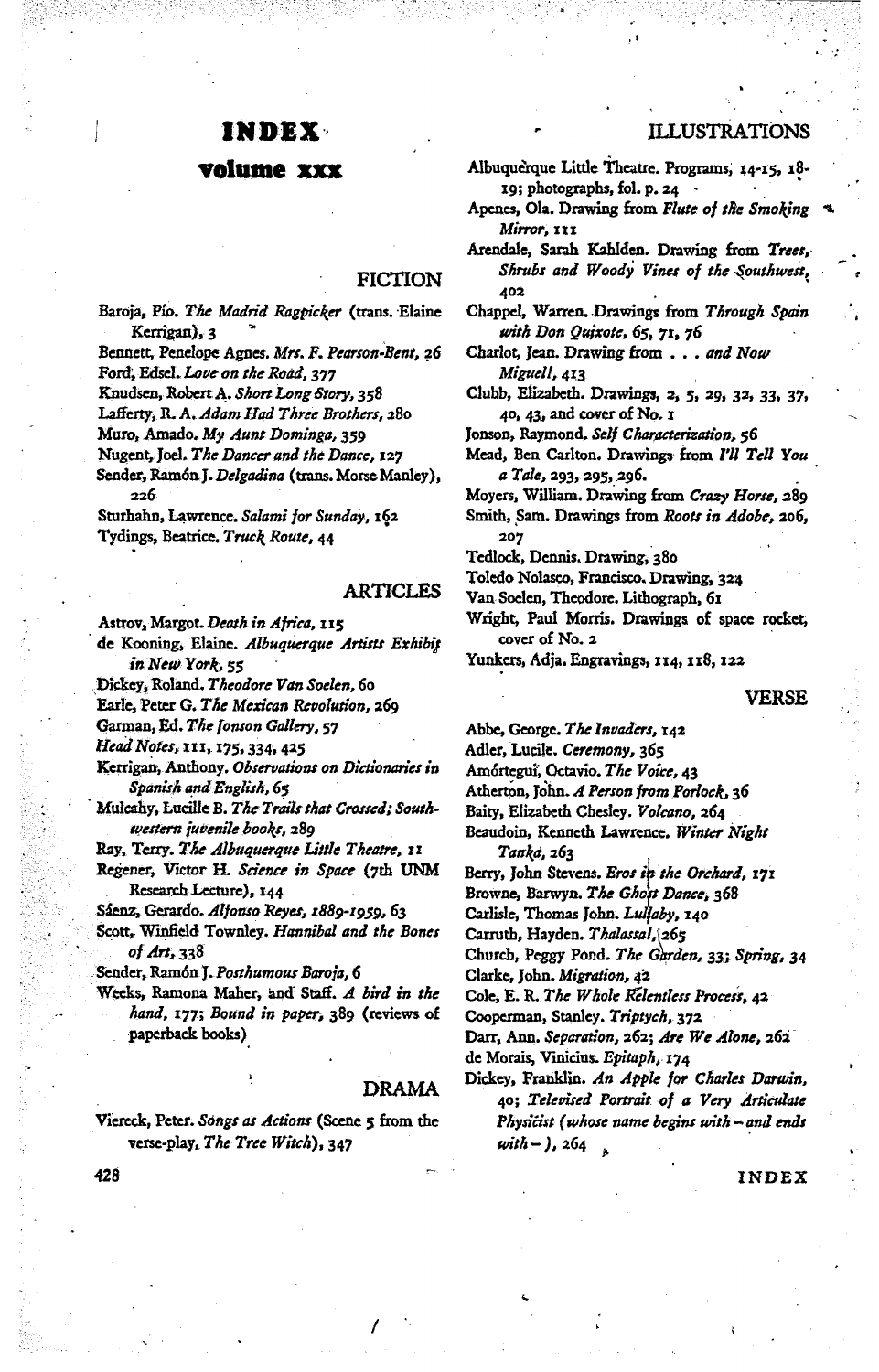# INDEX

## volume xxx

### FICTION

Baroja, Pío. *The Madrid Ragpicker* (trans. Elaine Kerrigan), 3

Bennett, Penelope Agnes. *Mrs. F. Pearson-Bent*, 26

Ford, Edsel. *Love on the Road*, 377

Knudsen, Robert A. *Short Long Story*, 358

Lafferty, R. A. *Adam Had Three Brothers*, 280

Muro, Amado. *My Aunt Dominga*, 359

Nugent, Joel. *The Dancer and the Dance*, 127

Sender, Ramón J. *Delgadina* (trans. Morse Manley), 226

Sturhahn, Lawrence. *Salami for Sunday*, 162

Tydings, Beatrice. *Truck Route*, 44

### ARTICLES

Astrov, Margot. *Death in Africa*, 115

de Kooning, Elaine. *Albuquerque Artists Exhibit in New York*, 55

Dickey, Roland. *Theodore Van Soelen*, 60

Earle, Peter G. *The Mexican Revolution*, 269

Garman, Ed. *The Jonson Gallery*, 57

*Head Notes*, 111, 175, 334, 425

Kerrigan, Anthony. *Observations on Dictionaries in Spanish and English*, 65

Mulcahy, Lucille B. *The Trails that Crossed; Southwestern juvenile books*, 289

Ray, Terry. *The Albuquerque Little Theatre*, 11

Regener, Victor H. *Science in Space* (7th UNM Research Lecture), 144

Sáenz, Gerardo. *Alfonso Reyes, 1889-1959*, 63

Scott, Winfield Townley. *Hannibal and the Bones of Art*, 338

Sender, Ramón J. *Posthumous Baroja*, 6

Weeks, Ramona Maher, and Staff. *A bird in the hand*, 177; *Bound in paper*, 389 (reviews of paperback books)

### DRAMA

Viereck, Peter. *Songs as Actions* (Scene 5 from the verse-play, *The Tree Witch*), 347

### ILLUSTRATIONS

Albuquerque Little Theatre. Programs, 14-15, 18-19; photographs, fol. p. 24

Apenes, Ola. Drawing from *Flute of the Smoking Mirror*, 111

Arendale, Sarah Kahlden. Drawing from *Trees, Shrubs and Woody Vines of the Southwest*, 402

Chappel, Warren. Drawings from *Through Spain with Don Quixote*, 65, 71, 76

Charlot, Jean. Drawing from . . . *and Now Miguel*, 413

Clubb, Elizabeth. Drawings, 2, 5, 29, 32, 33, 37, 40, 43, and cover of No. 1

Jonson, Raymond. *Self Characterization*, 56

Mead, Ben Carlton. Drawings from *I'll Tell You a Tale*, 293, 295, 296.

Moyers, William. Drawing from *Crazy Horse*, 289

Smith, Sam. Drawings from *Roots in Adobe*, 206, 207

Tedlock, Dennis. Drawing, 380

Toledo Nolasco, Francisco. Drawing, 324

Van Soelen, Theodore. Lithograph, 61

Wright, Paul Morris. Drawings of space rocket, cover of No. 2

Yunkers, Adja. Engravings, 114, 118, 122

### VERSE

Abbe, George. *The Invaders*, 142

Adler, Lucile. *Ceremony*, 365

Amórtegui, Octavio. *The Voice*, 43

Atherton, John. *A Person from Porlock*, 36

Baity, Elizabeth Chesley. *Volcano*, 264

Beaudoin, Kenneth Lawrence. *Winter Night Tanka*, 263

Berry, John Stevens. *Eros in the Orchard*, 171

Browne, Barwyn. *The Ghost Dance*, 368

Carlisle, Thomas John. *Lullaby*, 140

Carruth, Hayden. *Thalassa*, 265

Church, Peggy Pond. *The Garden*, 33; *Spring*, 34

Clarke, John. *Migration*, 42

Cole, E. R. *The Whole Relentless Process*, 42

Cooperman, Stanley. *Triptych*, 372

Darr, Ann. *Separation*, 262; *Are We Alone*, 262

de Morais, Vinicius. *Epitaph*, 174

Dickey, Franklin. *An Apple for Charles Darwin*, 40; *Televised Portrait of a Very Articulate Physicist (whose name begins with – and ends with – )*, 264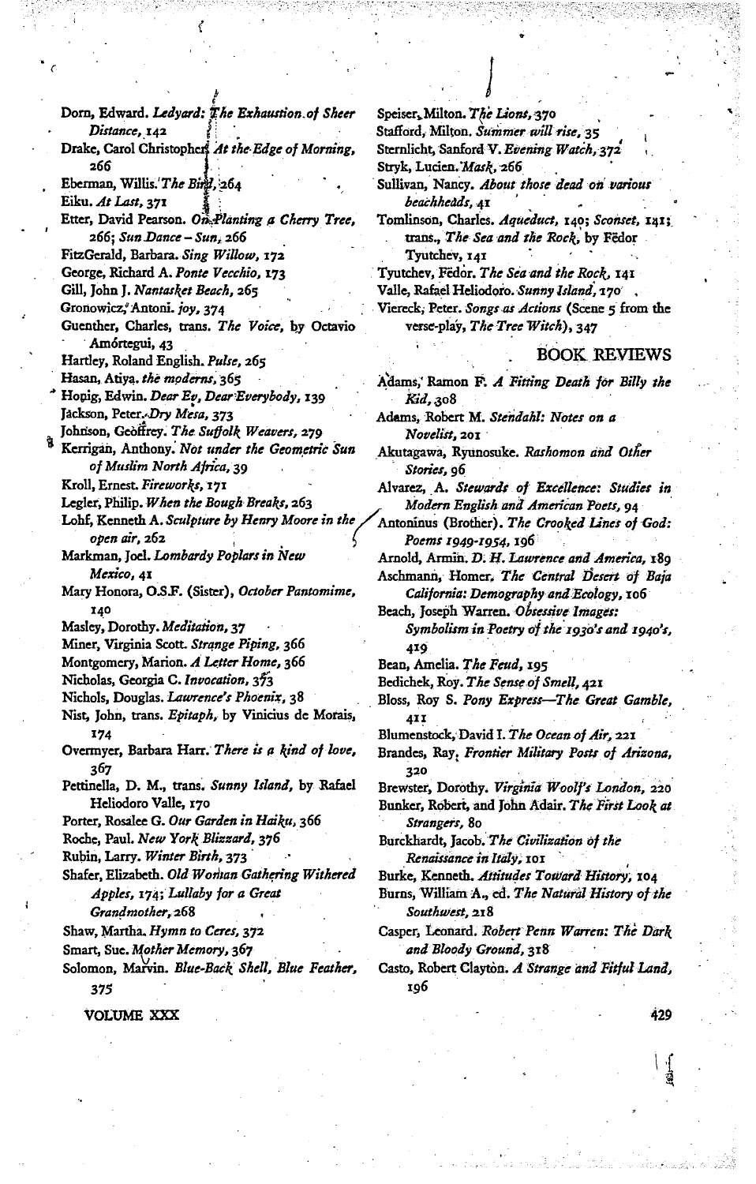Dorn, Edward. *Ledyard: The Exhaustion of Sheer Distance*, 142

Drake, Carol Christopher. *At the Edge of Morning*, 266

Eberman, Willis. *The Bird*, 264

Eiku. *At Last*, 371

Etter, David Pearson. *On Planting a Cherry Tree*, 266; *Sun Dance – Sun*, 266

FitzGerald, Barbara. *Sing Willow*, 172

George, Richard A. *Ponte Vecchio*, 173

Gill, John J. *Nantasket Beach*, 265

Gronowicz, Antoni. *joy*, 374

Guenther, Charles, trans. *The Voice*, by Octavio Amórtegui, 43

Hartley, Roland English. *Pulse*, 265

Hasan, Atiya. *the moderns*, 365

Honig, Edwin. *Dear Ev, Dear Everybody*, 139

Jackson, Peter. *Dry Mesa*, 373

Johnson, Geoffrey. *The Suffolk Weavers*, 279

Kerrigan, Anthony. *Not under the Geometric Sun of Muslim North Africa*, 39

Kroll, Ernest. *Fireworks*, 171

Legler, Philip. *When the Bough Breaks*, 263

Lohf, Kenneth A. *Sculpture by Henry Moore in the open air*, 262

Markman, Joel. *Lombardy Poplars in New Mexico*, 41

Mary Honora, O.S.F. (Sister), *October Pantomime*, 140

Masley, Dorothy. *Meditation*, 37

Miner, Virginia Scott. *Strange Piping*, 366

Montgomery, Marion. *A Letter Home*, 366

Nicholas, Georgia C. *Invocation*, 373

Nichols, Douglas. *Lawrence's Phoenix*, 38

Nist, John, trans. *Epitaph*, by Vinicius de Morais, 174

Overmyer, Barbara Harr. *There is a kind of love*, 367

Pettinella, D. M., trans. *Sunny Island*, by Rafael Heliodoro Valle, 170

Porter, Rosalee G. *Our Garden in Haiku*, 366

Roche, Paul. *New York Blizzard*, 376

Rubin, Larry. *Winter Birth*, 373

Shafer, Elizabeth. *Old Woman Gathering Withered Apples*, 174; *Lullaby for a Great Grandmother*, 268

Shaw, Martha. *Hymn to Ceres*, 372

Smart, Sue. *Mother Memory*, 367

Solomon, Marvin. *Blue-Back Shell, Blue Feather*, 375

Speiser, Milton. *The Lions*, 370

Stafford, Milton. *Summer will rise*, 35

Sternlicht, Sanford V. *Evening Watch*, 372

Stryk, Lucien. *Mask*, 266

Sullivan, Nancy. *About those dead on various beachheads*, 41

Tomlinson, Charles. *Aqueduct*, 140; *Sconset*, 141; trans., *The Sea and the Rock*, by Fëdor Tyutchev, 141

Tyutchev, Fëdor. *The Sea and the Rock*, 141

Valle, Rafael Heliodoro. *Sunny Island*, 170

Viereck, Peter. *Songs as Actions* (Scene 5 from the verse-play, *The Tree Witch*), 347

## BOOK REVIEWS

Adams, Ramon F. *A Fitting Death for Billy the Kid*, 308

Adams, Robert M. *Stendahl: Notes on a Novelist*, 201

Akutagawa, Ryunosuke. *Rashomon and Other Stories*, 96

Alvarez, A. *Stewards of Excellence: Studies in Modern English and American Poets*, 94

Antoninus (Brother). *The Crooked Lines of God: Poems 1949-1954*, 196

Arnold, Armin. *D. H. Lawrence and America*, 189

Aschmann, Homer. *The Central Desert of Baja California: Demography and Ecology*, 106

Beach, Joseph Warren. *Obsessive Images: Symbolism in Poetry of the 1930's and 1940's*, 419

Bean, Amelia. *The Feud*, 195

Bedichek, Roy. *The Sense of Smell*, 421

Bloss, Roy S. *Pony Express—The Great Gamble*, 411

Blumenstock, David I. *The Ocean of Air*, 221

Brandes, Ray. *Frontier Military Posts of Arizona*, 320

Brewster, Dorothy. *Virginia Woolf's London*, 220

Bunker, Robert, and John Adair. *The First Look at Strangers*, 80

Burckhardt, Jacob. *The Civilization of the Renaissance in Italy*, 101

Burke, Kenneth. *Attitudes Toward History*, 104

Burns, William A., ed. *The Natural History of the Southwest*, 218

Casper, Leonard. *Robert Penn Warren: The Dark and Bloody Ground*, 318

Casto, Robert Clayton. *A Strange and Fitful Land*, 196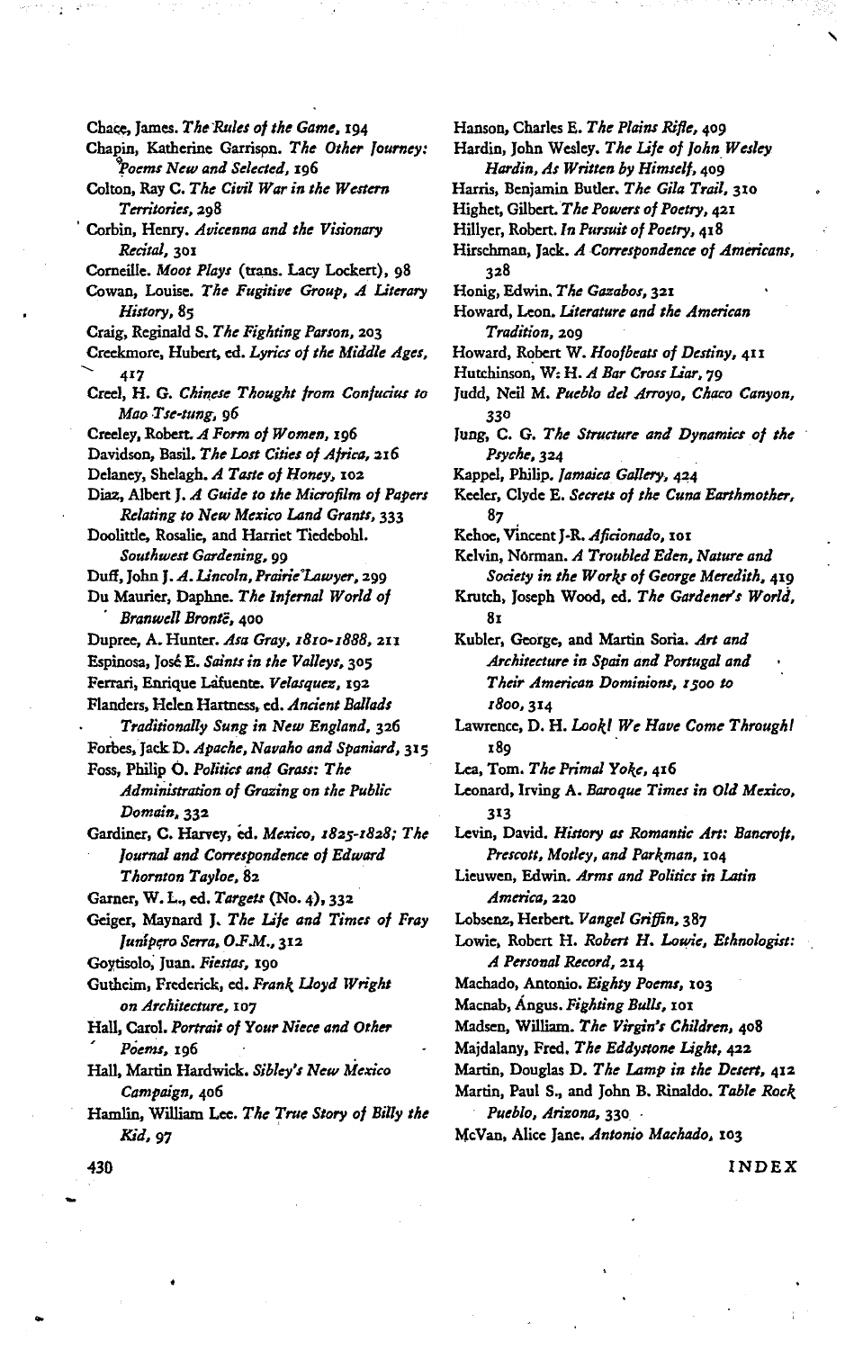Chace, James. *The Rules of the Game*, 194

Chapin, Katherine Garrison. *The Other Journey: Poems New and Selected*, 196

Colton, Ray C. *The Civil War in the Western Territories*, 298

Corbin, Henry. *Avicenna and the Visionary Recital*, 301

Corneille. *Moot Plays* (trans. Lacy Lockert), 98

Cowan, Louise. *The Fugitive Group, A Literary History*, 85

Craig, Reginald S. *The Fighting Parson*, 203

Creekmore, Hubert, ed. *Lyrics of the Middle Ages*, 417

Creel, H. G. *Chinese Thought from Confucius to Mao Tse-tung*, 96

Creeley, Robert. *A Form of Women*, 196

Davidson, Basil. *The Lost Cities of Africa*, 216

Delaney, Shelagh. *A Taste of Honey*, 102

Diaz, Albert J. *A Guide to the Microfilm of Papers Relating to New Mexico Land Grants*, 333

Doolittle, Rosalie, and Harriet Tiedebohl. *Southwest Gardening*, 99

Duff, John J. *A. Lincoln, Prairie Lawyer*, 299

Du Maurier, Daphne. *The Infernal World of Branwell Brontë*, 400

Dupree, A. Hunter. *Asa Gray, 1810-1888*, 211

Espinosa, José E. *Saints in the Valleys*, 305

Ferrari, Enrique Lafuente. *Velasquez*, 192

Flanders, Helen Hartness, ed. *Ancient Ballads Traditionally Sung in New England*, 326

Forbes, Jack D. *Apache, Navaho and Spaniard*, 315

Foss, Philip O. *Politics and Grass: The Administration of Grazing on the Public Domain*, 332

Gardiner, C. Harvey, ed. *Mexico, 1825-1828; The Journal and Correspondence of Edward Thornton Tayloe*, 82

Garner, W. L., ed. *Targets* (No. 4), 332

Geiger, Maynard J. *The Life and Times of Fray Junípero Serra, O.F.M.*, 312

Goytisolo, Juan. *Fiestas*, 190

Gutheim, Frederick, ed. *Frank Lloyd Wright on Architecture*, 107

Hall, Carol. *Portrait of Your Niece and Other Poems*, 196

Hall, Martin Hardwick. *Sibley's New Mexico Campaign*, 406

Hamlin, William Lee. *The True Story of Billy the Kid*, 97

Hanson, Charles E. *The Plains Rifle*, 409

Hardin, John Wesley. *The Life of John Wesley Hardin, As Written by Himself*, 409

Harris, Benjamin Butler. *The Gila Trail*, 310

Highet, Gilbert. *The Powers of Poetry*, 421

Hillyer, Robert. *In Pursuit of Poetry*, 418

Hirschman, Jack. *A Correspondence of Americans*, 328

Honig, Edwin. *The Gazabos*, 321

Howard, Leon. *Literature and the American Tradition*, 209

Howard, Robert W. *Hoofbeats of Destiny*, 411

Hutchinson, W. H. *A Bar Cross Liar*, 79

Judd, Neil M. *Pueblo del Arroyo, Chaco Canyon*, 330

Jung, C. G. *The Structure and Dynamics of the Psyche*, 324

Kappel, Philip. *Jamaica Gallery*, 424

Keeler, Clyde E. *Secrets of the Cuna Earthmother*, 87

Kehoe, Vincent J-R. *Aficionado*, 101

Kelvin, Norman. *A Troubled Eden, Nature and Society in the Works of George Meredith*, 419

Krutch, Joseph Wood, ed. *The Gardener's World*, 81

Kubler, George, and Martin Soria. *Art and Architecture in Spain and Portugal and Their American Dominions, 1500 to 1800*, 314

Lawrence, D. H. *Look! We Have Come Through!* 189

Lea, Tom. *The Primal Yoke*, 416

Leonard, Irving A. *Baroque Times in Old Mexico*, 313

Levin, David. *History as Romantic Art: Bancroft, Prescott, Motley, and Parkman*, 104

Lieuwen, Edwin. *Arms and Politics in Latin America*, 220

Lobsenz, Herbert. *Vangel Griffin*, 387

Lowie, Robert H. *Robert H. Lowie, Ethnologist: A Personal Record*, 214

Machado, Antonio. *Eighty Poems*, 103

Macnab, Angus. *Fighting Bulls*, 101

Madsen, William. *The Virgin's Children*, 408

Majdalany, Fred. *The Eddystone Light*, 422

Martin, Douglas D. *The Lamp in the Desert*, 412

Martin, Paul S., and John B. Rinaldo. *Table Rock Pueblo, Arizona*, 330

McVan, Alice Jane. *Antonio Machado*, 103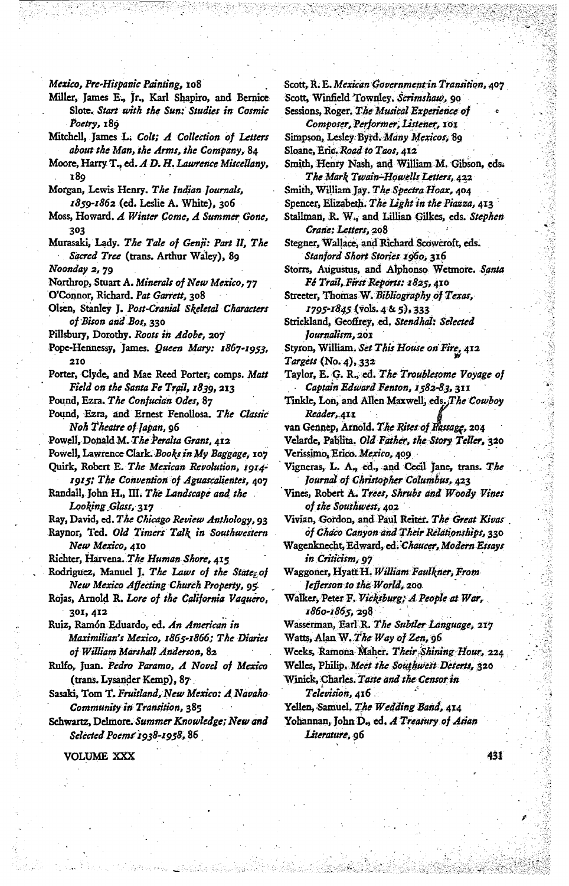*Mexico, Pre-Hispanic Painting*, 108

Miller, James E., Jr., Karl Shapiro, and Bernice Slote. *Start with the Sun: Studies in Cosmic Poetry*, 189

Mitchell, James L. *Colt; A Collection of Letters about the Man, the Arms, the Company*, 84

Moore, Harry T., ed. *A D. H. Lawrence Miscellany*, 189

Morgan, Lewis Henry. *The Indian Journals, 1859-1862* (ed. Leslie A. White), 306

Moss, Howard. *A Winter Come, A Summer Gone*, 303

Murasaki, Lady. *The Tale of Genji: Part II, The Sacred Tree* (trans. Arthur Waley), 89

*Noonday 2*, 79

Northrop, Stuart A. *Minerals of New Mexico*, 77

O'Connor, Richard. *Pat Garrett*, 308

Olsen, Stanley J. *Post-Cranial Skeletal Characters of Bison and Bos*, 330

Pillsbury, Dorothy. *Roots in Adobe*, 207

Pope-Hennessy, James. *Queen Mary: 1867-1953*, 210

Porter, Clyde, and Mae Reed Porter, comps. *Matt Field on the Santa Fe Trail, 1839*, 213

Pound, Ezra. *The Confucian Odes*, 87

Pound, Ezra, and Ernest Fenollosa. *The Classic Noh Theatre of Japan*, 96

Powell, Donald M. *The Peralta Grant*, 412

Powell, Lawrence Clark. *Books in My Baggage*, 107

Quirk, Robert E. *The Mexican Revolution, 1914-1915; The Convention of Aguascalientes*, 407

Randall, John H., III. *The Landscape and the Looking Glass*, 317

Ray, David, ed. *The Chicago Review Anthology*, 93

Raynor, Ted. *Old Timers Talk in Southwestern New Mexico*, 410

Richter, Harvena. *The Human Shore*, 415

Rodriguez, Manuel J. *The Laws of the States of New Mexico Affecting Church Property*, 95

Rojas, Arnold R. *Lore of the California Vaquero*, 301, 412

Ruiz, Ramón Eduardo, ed. *An American in Maximilian's Mexico, 1865-1866; The Diaries of William Marshall Anderson*, 82

Rulfo, Juan. *Pedro Paramo, A Novel of Mexico* (trans. Lysander Kemp), 87

Sasaki, Tom T. *Fruitland, New Mexico: A Navaho Community in Transition*, 385

Schwartz, Delmore. *Summer Knowledge; New and Selected Poems 1938-1958*, 86

Scott, R. E. *Mexican Government in Transition*, 407

Scott, Winfield Townley. *Scrimshaw*, 90

Sessions, Roger. *The Musical Experience of Composer, Performer, Listener*, 101

Simpson, Lesley Byrd. *Many Mexicos*, 89

Sloane, Eric. *Road to Taos*, 412

Smith, Henry Nash, and William M. Gibson, eds. *The Mark Twain-Howells Letters*, 422

Smith, William Jay. *The Spectra Hoax*, 404

Spencer, Elizabeth. *The Light in the Piazza*, 413

Stallman, R. W., and Lillian Gilkes, eds. *Stephen Crane: Letters*, 208

Stegner, Wallace, and Richard Scowcroft, eds. *Stanford Short Stories 1960*, 316

Storrs, Augustus, and Alphonso Wetmore. *Santa Fé Trail, First Reports: 1825*, 410

Streeter, Thomas W. *Bibliography of Texas, 1795-1845* (vols. 4 & 5), 333

Strickland, Geoffrey, ed. *Stendhal: Selected Journalism*, 201

Styron, William. *Set This House on Fire*, 412

*Targets* (No. 4), 332

Taylor, E. G. R., ed. *The Troublesome Voyage of Captain Edward Fenton, 1582-83*, 311

Tinkle, Lon, and Allen Maxwell, eds. *The Cowboy Reader*, 411

van Gennep, Arnold. *The Rites of Passage*, 204

Velarde, Pablita. *Old Father, the Story Teller*, 320

Verissimo, Erico. *Mexico*, 409

Vigneras, L. A., ed., and Cecil Jane, trans. *The Journal of Christopher Columbus*, 423

Vines, Robert A. *Trees, Shrubs and Woody Vines of the Southwest*, 402

Vivian, Gordon, and Paul Reiter. *The Great Kivas of Chaco Canyon and Their Relationships*, 330

Wagenknecht, Edward, ed. *Chaucer, Modern Essays in Criticism*, 97

Waggoner, Hyatt H. *William Faulkner, From Jefferson to the World*, 200

Walker, Peter F. *Vicksburg; A People at War, 1860-1865*, 298

Wasserman, Earl R. *The Subtler Language*, 217

Watts, Alan W. *The Way of Zen*, 96

Weeks, Ramona Maher. *Their Shining Hour*, 224

Welles, Philip. *Meet the Southwest Deserts*, 320

Winick, Charles. *Taste and the Censor in Television*, 416

Yellen, Samuel. *The Wedding Band*, 414

Yohannan, John D., ed. *A Treasury of Asian Literature*, 96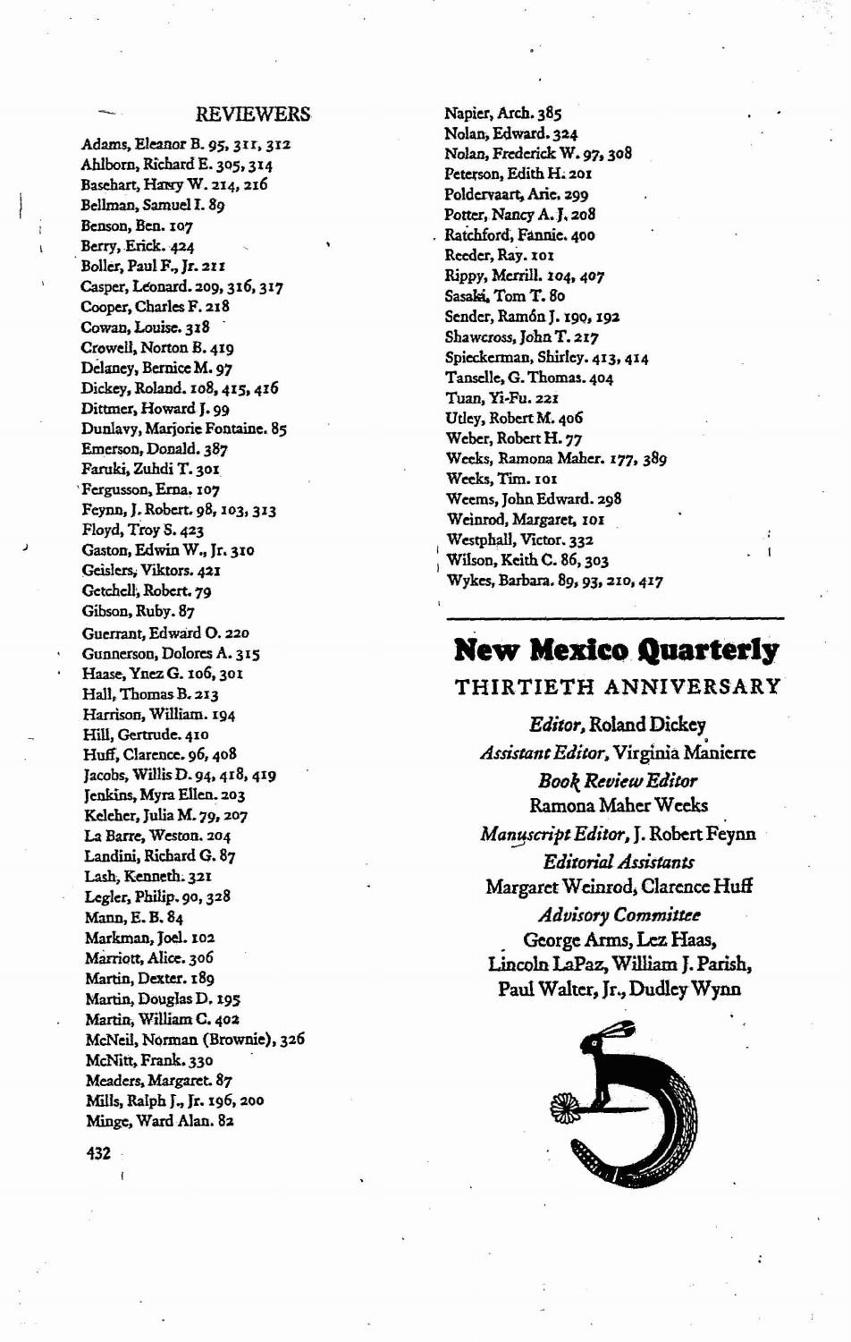## REVIEWERS

Adams, Eleanor B. 95, 311, 312
Ahlborn, Richard E. 305, 314
Basehart, Harry W. 214, 216
Bellman, Samuel I. 89
Benson, Ben. 107
Berry, Erick. 424
Boller, Paul F., Jr. 211
Casper, Leonard. 209, 316, 317
Cooper, Charles F. 218
Cowan, Louise. 318
Crowell, Norton B. 419
Delaney, Bernice M. 97
Dickey, Roland. 108, 415, 416
Dittmer, Howard J. 99
Dunlavy, Marjorie Fontaine. 85
Emerson, Donald. 387
Faruki, Zuhdi T. 301
Fergusson, Erna. 107
Feynn, J. Robert. 98, 103, 313
Floyd, Troy S. 423
Gaston, Edwin W., Jr. 310
Geislers, Viktors. 421
Getchell, Robert. 79
Gibson, Ruby. 87
Guerrant, Edward O. 220
Gunnerson, Dolores A. 315
Haase, Ynez G. 106, 301
Hall, Thomas B. 213
Harrison, William. 194
Hill, Gertrude. 410
Huff, Clarence. 96, 408
Jacobs, Willis D. 94, 418, 419
Jenkins, Myra Ellen. 203
Keleher, Julia M. 79, 207
La Barre, Weston. 204
Landini, Richard G. 87
Lash, Kenneth. 321
Legler, Philip. 90, 328
Mann, E. B. 84
Markman, Joel. 102
Marriott, Alice. 306
Martin, Dexter. 189
Martin, Douglas D. 195
Martin, William C. 402
McNeil, Norman (Brownie). 326
McNitt, Frank. 330
Meaders, Margaret. 87
Mills, Ralph J., Jr. 196, 200
Minge, Ward Alan. 82
Napier, Arch. 385
Nolan, Edward. 324
Nolan, Frederick W. 97, 308
Peterson, Edith H. 201
Poldervaart, Arie. 299
Potter, Nancy A. J. 208
Ratchford, Fannie. 400
Reeder, Ray. 101
Rippy, Merrill. 104, 407
Sasaki, Tom T. 80
Sender, Ramón J. 190, 192
Shawcross, John T. 217
Spieckerman, Shirley. 413, 414
Tanselle, G. Thomas. 404
Tuan, Yi-Fu. 221
Utley, Robert M. 406
Weber, Robert H. 77
Weeks, Ramona Maher. 177, 389
Weeks, Tim. 101
Weems, John Edward. 298
Weinrod, Margaret. 101
Westphall, Victor. 332
Wilson, Keith C. 86, 303
Wykes, Barbara. 89, 93, 210, 417

---

# New Mexico Quarterly

THIRTIETH ANNIVERSARY

*Editor,* Roland Dickey
*Assistant Editor,* Virginia Manierre
*Book Review Editor*
Ramona Maher Weeks
*Manuscript Editor,* J. Robert Feynn
*Editorial Assistants*
Margaret Weinrod, Clarence Huff
*Advisory Committee*
George Arms, Lez Haas,
Lincoln LaPaz, William J. Parish,
Paul Walter, Jr., Dudley Wynn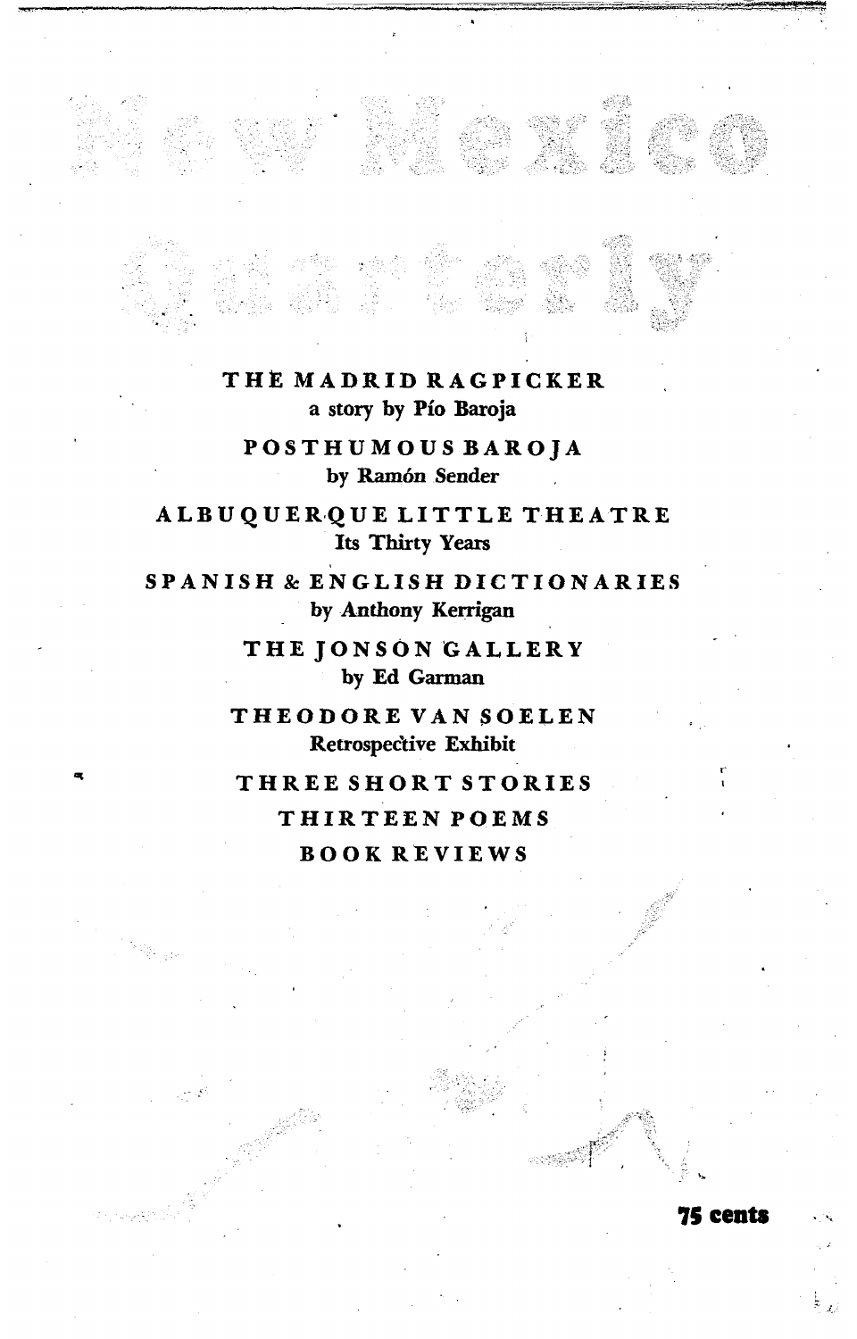# New Mexico Quarterly

**THE MADRID RAGPICKER**
a story by Pío Baroja

**POSTHUMOUS BAROJA**
by Ramón Sender

**ALBUQUERQUE LITTLE THEATRE**
Its Thirty Years

**SPANISH & ENGLISH DICTIONARIES**
by Anthony Kerrigan

**THE JONSON GALLERY**
by Ed Garman

**THEODORE VAN SOELEN**
Retrospective Exhibit

**THREE SHORT STORIES**

**THIRTEEN POEMS**

**BOOK REVIEWS**

**75 cents**